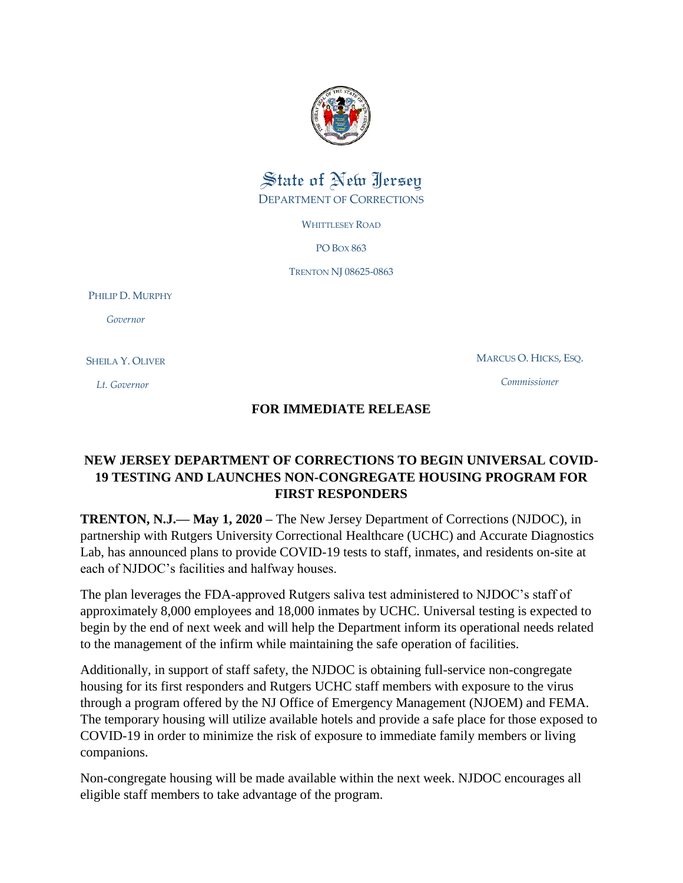State of New Jersey

DEPARTMENT OF CORRECTIONS

WHITTLESEY ROAD

PO BOX 863

TRENTON NJ 08625-0863

PHILIP D. MURPHY

*Governor*

SHEILA Y. OLIVER

*Lt. Governor*

MARCUS O. HICKS, ESQ.

*Commissioner*

**FOR IMMEDIATE RELEASE**

## NEW JERSEY DEPARTMENT OF CORRECTIONS TO BEGIN UNIVERSAL COVID-19 TESTING AND LAUNCHES NON-CONGREGATE HOUSING PROGRAM FOR FIRST RESPONDERS

**TRENTON, N.J.— May 1, 2020 –** The New Jersey Department of Corrections (NJDOC), in partnership with Rutgers University Correctional Healthcare (UCHC) and Accurate Diagnostics Lab, has announced plans to provide COVID-19 tests to staff, inmates, and residents on-site at each of NJDOC's facilities and halfway houses.

The plan leverages the FDA-approved Rutgers saliva test administered to NJDOC's staff of approximately 8,000 employees and 18,000 inmates by UCHC. Universal testing is expected to begin by the end of next week and will help the Department inform its operational needs related to the management of the infirm while maintaining the safe operation of facilities.

Additionally, in support of staff safety, the NJDOC is obtaining full-service non-congregate housing for its first responders and Rutgers UCHC staff members with exposure to the virus through a program offered by the NJ Office of Emergency Management (NJOEM) and FEMA. The temporary housing will utilize available hotels and provide a safe place for those exposed to COVID-19 in order to minimize the risk of exposure to immediate family members or living companions.

Non-congregate housing will be made available within the next week. NJDOC encourages all eligible staff members to take advantage of the program.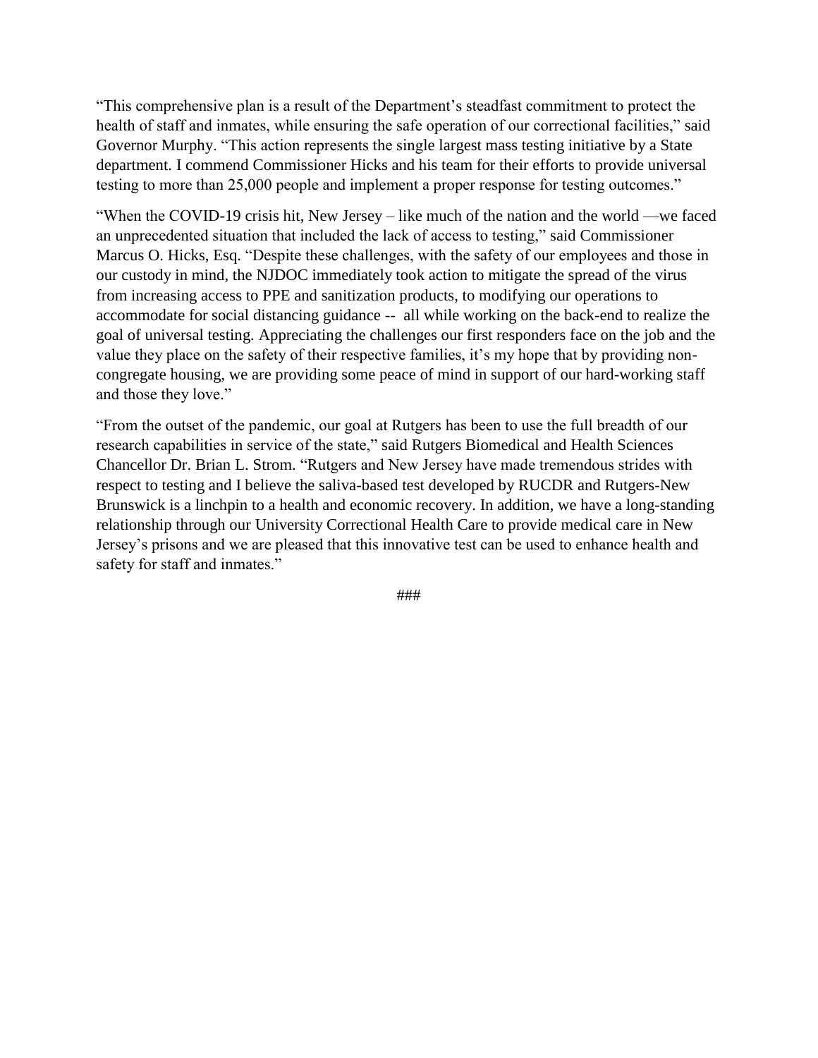“This comprehensive plan is a result of the Department’s steadfast commitment to protect the health of staff and inmates, while ensuring the safe operation of our correctional facilities,” said Governor Murphy. “This action represents the single largest mass testing initiative by a State department. I commend Commissioner Hicks and his team for their efforts to provide universal testing to more than 25,000 people and implement a proper response for testing outcomes.”

“When the COVID-19 crisis hit, New Jersey – like much of the nation and the world —we faced an unprecedented situation that included the lack of access to testing,” said Commissioner Marcus O. Hicks, Esq. “Despite these challenges, with the safety of our employees and those in our custody in mind, the NJDOC immediately took action to mitigate the spread of the virus from increasing access to PPE and sanitization products, to modifying our operations to accommodate for social distancing guidance -- all while working on the back-end to realize the goal of universal testing. Appreciating the challenges our first responders face on the job and the value they place on the safety of their respective families, it’s my hope that by providing non-congregate housing, we are providing some peace of mind in support of our hard-working staff and those they love.”

“From the outset of the pandemic, our goal at Rutgers has been to use the full breadth of our research capabilities in service of the state,” said Rutgers Biomedical and Health Sciences Chancellor Dr. Brian L. Strom. “Rutgers and New Jersey have made tremendous strides with respect to testing and I believe the saliva-based test developed by RUCDR and Rutgers-New Brunswick is a linchpin to a health and economic recovery. In addition, we have a long-standing relationship through our University Correctional Health Care to provide medical care in New Jersey’s prisons and we are pleased that this innovative test can be used to enhance health and safety for staff and inmates.”

###